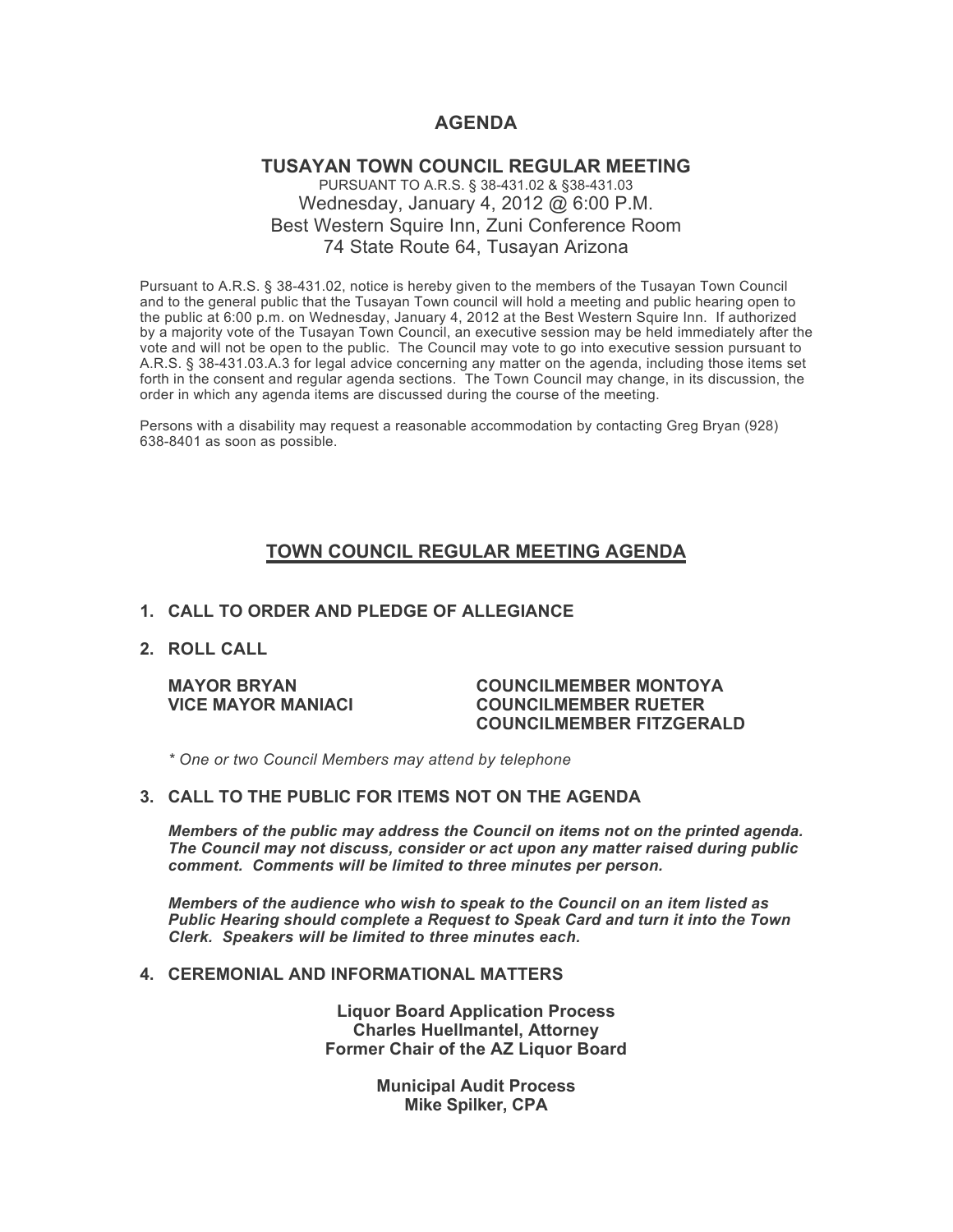# AGENDA

## TUSAYAN TOWN COUNCIL REGULAR MEETING

PURSUANT TO A.R.S. § 38-431.02 & §38-431.03
Wednesday, January 4, 2012 @ 6:00 P.M.
Best Western Squire Inn, Zuni Conference Room
74 State Route 64, Tusayan Arizona

Pursuant to A.R.S. § 38-431.02, notice is hereby given to the members of the Tusayan Town Council and to the general public that the Tusayan Town council will hold a meeting and public hearing open to the public at 6:00 p.m. on Wednesday, January 4, 2012 at the Best Western Squire Inn. If authorized by a majority vote of the Tusayan Town Council, an executive session may be held immediately after the vote and will not be open to the public. The Council may vote to go into executive session pursuant to A.R.S. § 38-431.03.A.3 for legal advice concerning any matter on the agenda, including those items set forth in the consent and regular agenda sections. The Town Council may change, in its discussion, the order in which any agenda items are discussed during the course of the meeting.

Persons with a disability may request a reasonable accommodation by contacting Greg Bryan (928) 638-8401 as soon as possible.

## TOWN COUNCIL REGULAR MEETING AGENDA

**1. CALL TO ORDER AND PLEDGE OF ALLEGIANCE**

**2. ROLL CALL**

**MAYOR BRYAN**
**VICE MAYOR MANIACI**
**COUNCILMEMBER MONTOYA**
**COUNCILMEMBER RUETER**
**COUNCILMEMBER FITZGERALD**

*\* One or two Council Members may attend by telephone*

**3. CALL TO THE PUBLIC FOR ITEMS NOT ON THE AGENDA**

***Members of the public may address the Council on items not on the printed agenda. The Council may not discuss, consider or act upon any matter raised during public comment. Comments will be limited to three minutes per person.***

***Members of the audience who wish to speak to the Council on an item listed as Public Hearing should complete a Request to Speak Card and turn it into the Town Clerk. Speakers will be limited to three minutes each.***

**4. CEREMONIAL AND INFORMATIONAL MATTERS**

**Liquor Board Application Process**
**Charles Huellmantel, Attorney**
**Former Chair of the AZ Liquor Board**

**Municipal Audit Process**
**Mike Spilker, CPA**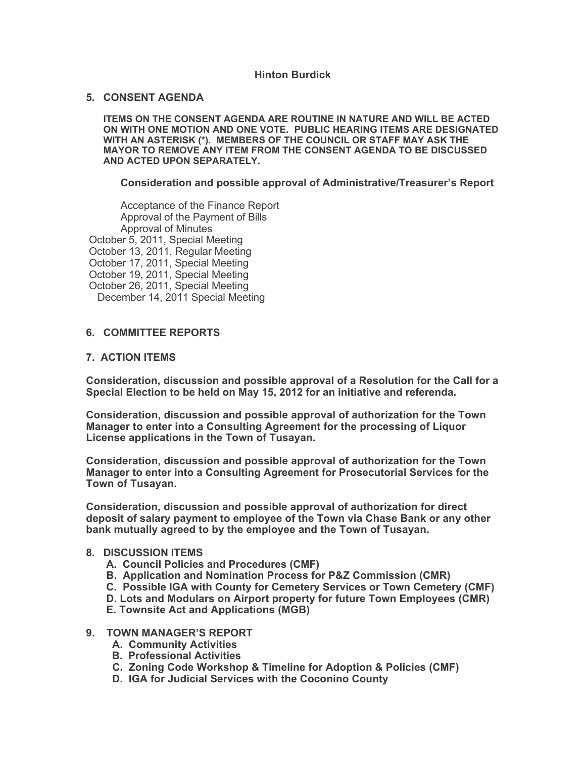**Hinton Burdick**

## 5. CONSENT AGENDA

**ITEMS ON THE CONSENT AGENDA ARE ROUTINE IN NATURE AND WILL BE ACTED ON WITH ONE MOTION AND ONE VOTE. PUBLIC HEARING ITEMS ARE DESIGNATED WITH AN ASTERISK (*). MEMBERS OF THE COUNCIL OR STAFF MAY ASK THE MAYOR TO REMOVE ANY ITEM FROM THE CONSENT AGENDA TO BE DISCUSSED AND ACTED UPON SEPARATELY.**

**Consideration and possible approval of Administrative/Treasurer's Report**

Acceptance of the Finance Report
Approval of the Payment of Bills
Approval of Minutes
October 5, 2011, Special Meeting
October 13, 2011, Regular Meeting
October 17, 2011, Special Meeting
October 19, 2011, Special Meeting
October 26, 2011, Special Meeting
December 14, 2011 Special Meeting

## 6. COMMITTEE REPORTS

## 7. ACTION ITEMS

**Consideration, discussion and possible approval of a Resolution for the Call for a Special Election to be held on May 15, 2012 for an initiative and referenda.**

**Consideration, discussion and possible approval of authorization for the Town Manager to enter into a Consulting Agreement for the processing of Liquor License applications in the Town of Tusayan.**

**Consideration, discussion and possible approval of authorization for the Town Manager to enter into a Consulting Agreement for Prosecutorial Services for the Town of Tusayan.**

**Consideration, discussion and possible approval of authorization for direct deposit of salary payment to employee of the Town via Chase Bank or any other bank mutually agreed to by the employee and the Town of Tusayan.**

## 8. DISCUSSION ITEMS

- **A. Council Policies and Procedures (CMF)**
- **B. Application and Nomination Process for P&Z Commission (CMR)**
- **C. Possible IGA with County for Cemetery Services or Town Cemetery (CMF)**
- **D. Lots and Modulars on Airport property for future Town Employees (CMR)**
- **E. Townsite Act and Applications (MGB)**

## 9. TOWN MANAGER'S REPORT

- **A. Community Activities**
- **B. Professional Activities**
- **C. Zoning Code Workshop & Timeline for Adoption & Policies (CMF)**
- **D. IGA for Judicial Services with the Coconino County**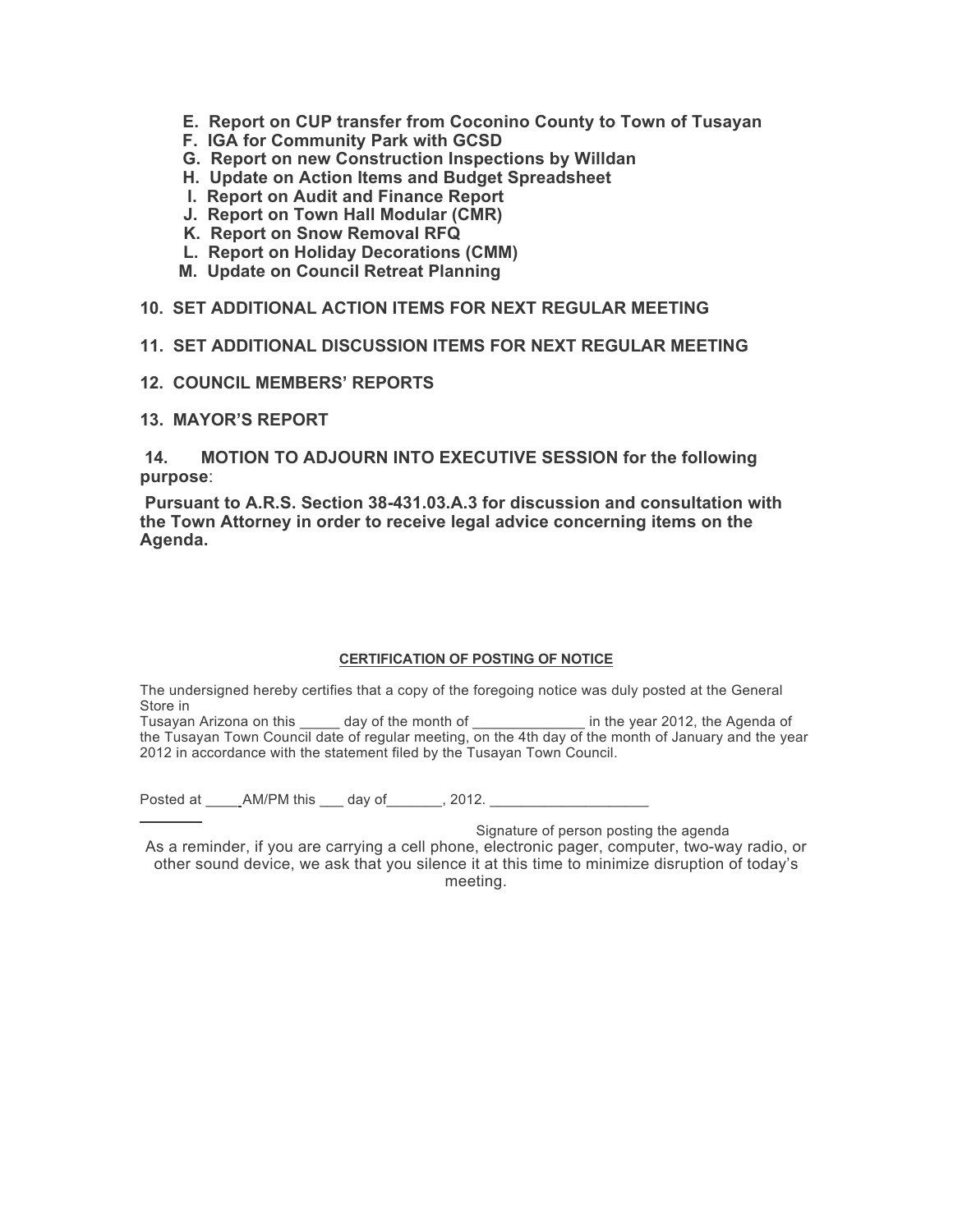**E. Report on CUP transfer from Coconino County to Town of Tusayan**
**F. IGA for Community Park with GCSD**
**G. Report on new Construction Inspections by Willdan**
**H. Update on Action Items and Budget Spreadsheet**
**I. Report on Audit and Finance Report**
**J. Report on Town Hall Modular (CMR)**
**K. Report on Snow Removal RFQ**
**L. Report on Holiday Decorations (CMM)**
**M. Update on Council Retreat Planning**

**10. SET ADDITIONAL ACTION ITEMS FOR NEXT REGULAR MEETING**

**11. SET ADDITIONAL DISCUSSION ITEMS FOR NEXT REGULAR MEETING**

**12. COUNCIL MEMBERS' REPORTS**

**13. MAYOR'S REPORT**

**14. MOTION TO ADJOURN INTO EXECUTIVE SESSION for the following purpose**:

**Pursuant to A.R.S. Section 38-431.03.A.3 for discussion and consultation with the Town Attorney in order to receive legal advice concerning items on the Agenda.**

**CERTIFICATION OF POSTING OF NOTICE**

The undersigned hereby certifies that a copy of the foregoing notice was duly posted at the General Store in
Tusayan Arizona on this _____ day of the month of ______________ in the year 2012, the Agenda of the Tusayan Town Council date of regular meeting, on the 4th day of the month of January and the year 2012 in accordance with the statement filed by the Tusayan Town Council.

Posted at _____AM/PM this ___ day of_______, 2012. ____________________

Signature of person posting the agenda

As a reminder, if you are carrying a cell phone, electronic pager, computer, two-way radio, or other sound device, we ask that you silence it at this time to minimize disruption of today's meeting.